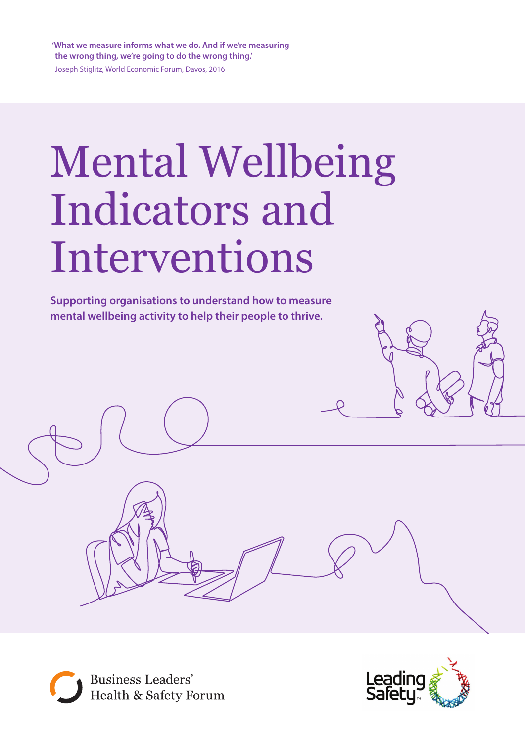**'What we measure informs what we do. And if we're measuring the wrong thing, we're going to do the wrong thing.'**

Joseph Stiglitz, World Economic Forum, Davos, 2016

# Mental Wellbeing Indicators and Interventions

**Supporting organisations to understand how to measure mental wellbeing activity to help their people to thrive.**

Business Leaders' Health & Safety Forum

Leading Safety™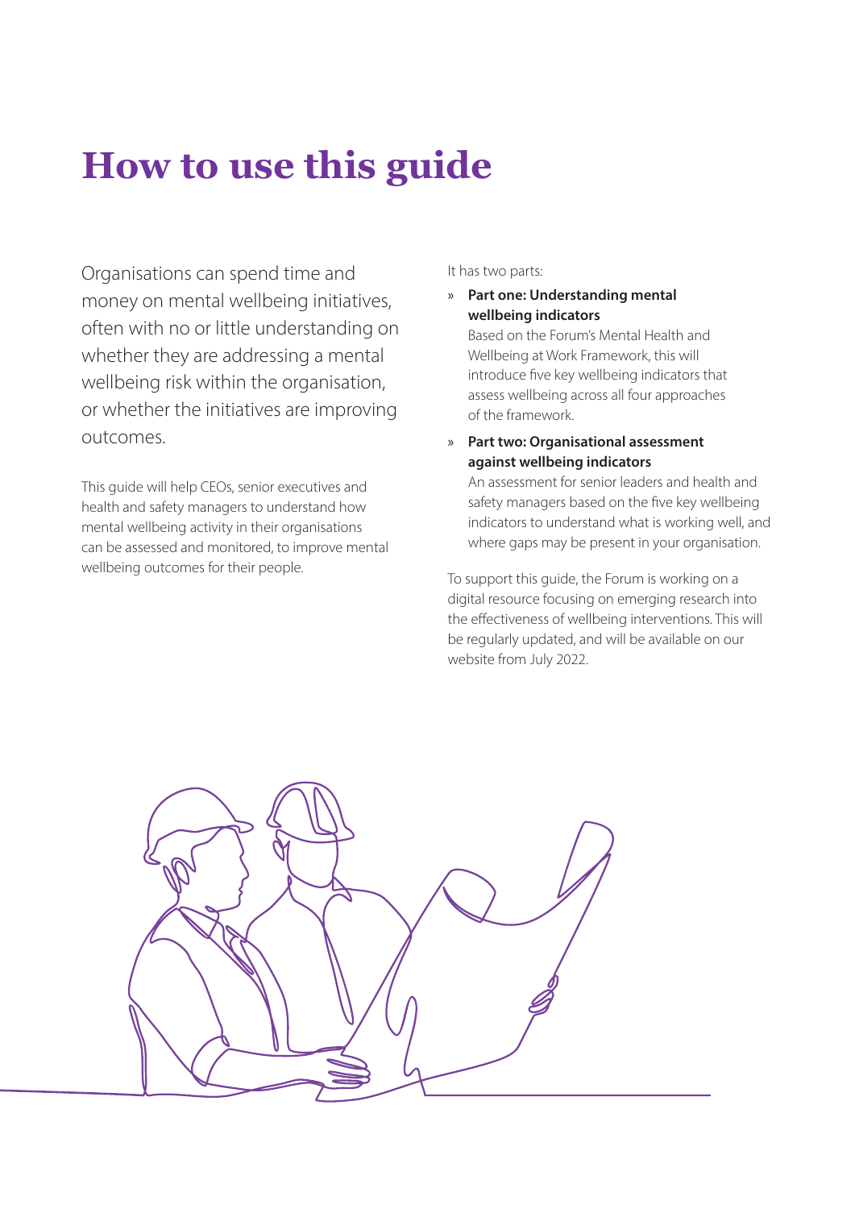# How to use this guide

Organisations can spend time and money on mental wellbeing initiatives, often with no or little understanding on whether they are addressing a mental wellbeing risk within the organisation, or whether the initiatives are improving outcomes.

This guide will help CEOs, senior executives and health and safety managers to understand how mental wellbeing activity in their organisations can be assessed and monitored, to improve mental wellbeing outcomes for their people.

It has two parts:

» **Part one: Understanding mental wellbeing indicators**
Based on the Forum's Mental Health and Wellbeing at Work Framework, this will introduce five key wellbeing indicators that assess wellbeing across all four approaches of the framework.

» **Part two: Organisational assessment against wellbeing indicators**
An assessment for senior leaders and health and safety managers based on the five key wellbeing indicators to understand what is working well, and where gaps may be present in your organisation.

To support this guide, the Forum is working on a digital resource focusing on emerging research into the effectiveness of wellbeing interventions. This will be regularly updated, and will be available on our website from July 2022.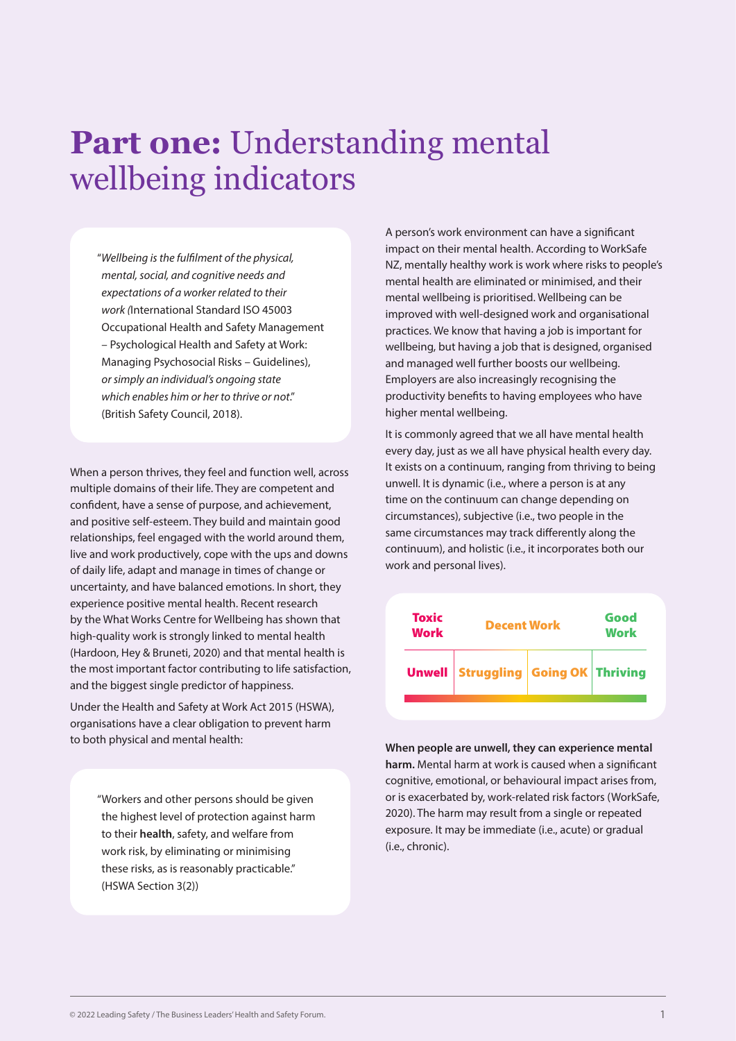# **Part one:** Understanding mental wellbeing indicators

"*Wellbeing is the fulfilment of the physical, mental, social, and cognitive needs and expectations of a worker related to their work (*International Standard ISO 45003 Occupational Health and Safety Management – Psychological Health and Safety at Work: Managing Psychosocial Risks – Guidelines), *or simply an individual's ongoing state which enables him or her to thrive or not*." (British Safety Council, 2018).

When a person thrives, they feel and function well, across multiple domains of their life. They are competent and confident, have a sense of purpose, and achievement, and positive self-esteem. They build and maintain good relationships, feel engaged with the world around them, live and work productively, cope with the ups and downs of daily life, adapt and manage in times of change or uncertainty, and have balanced emotions. In short, they experience positive mental health. Recent research by the What Works Centre for Wellbeing has shown that high-quality work is strongly linked to mental health (Hardoon, Hey & Bruneti, 2020) and that mental health is the most important factor contributing to life satisfaction, and the biggest single predictor of happiness.

Under the Health and Safety at Work Act 2015 (HSWA), organisations have a clear obligation to prevent harm to both physical and mental health:

"Workers and other persons should be given the highest level of protection against harm to their **health**, safety, and welfare from work risk, by eliminating or minimising these risks, as is reasonably practicable." (HSWA Section 3(2))

A person's work environment can have a significant impact on their mental health. According to WorkSafe NZ, mentally healthy work is work where risks to people's mental health are eliminated or minimised, and their mental wellbeing is prioritised. Wellbeing can be improved with well-designed work and organisational practices. We know that having a job is important for wellbeing, but having a job that is designed, organised and managed well further boosts our wellbeing. Employers are also increasingly recognising the productivity benefits to having employees who have higher mental wellbeing.

It is commonly agreed that we all have mental health every day, just as we all have physical health every day. It exists on a continuum, ranging from thriving to being unwell. It is dynamic (i.e., where a person is at any time on the continuum can change depending on circumstances), subjective (i.e., two people in the same circumstances may track differently along the continuum), and holistic (i.e., it incorporates both our work and personal lives).

| Toxic Work | Decent Work | | Good Work |
|---|---|---|---|
| Unwell | Struggling | Going OK | Thriving |

**When people are unwell, they can experience mental harm.** Mental harm at work is caused when a significant cognitive, emotional, or behavioural impact arises from, or is exacerbated by, work-related risk factors (WorkSafe, 2020). The harm may result from a single or repeated exposure. It may be immediate (i.e., acute) or gradual (i.e., chronic).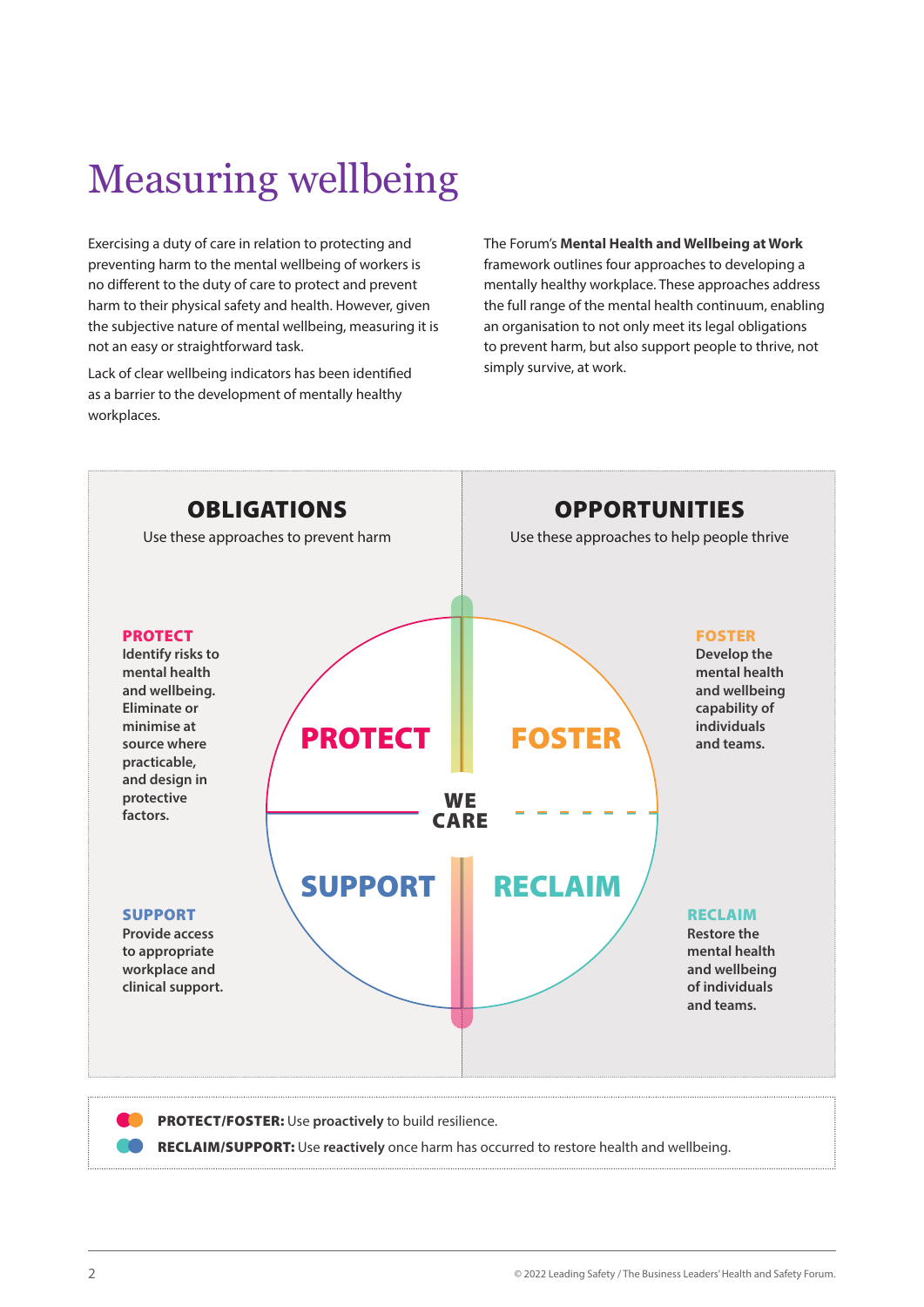# Measuring wellbeing

Exercising a duty of care in relation to protecting and preventing harm to the mental wellbeing of workers is no different to the duty of care to protect and prevent harm to their physical safety and health. However, given the subjective nature of mental wellbeing, measuring it is not an easy or straightforward task.

Lack of clear wellbeing indicators has been identified as a barrier to the development of mentally healthy workplaces.

The Forum's **Mental Health and Wellbeing at Work** framework outlines four approaches to developing a mentally healthy workplace. These approaches address the full range of the mental health continuum, enabling an organisation to not only meet its legal obligations to prevent harm, but also support people to thrive, not simply survive, at work.

## OBLIGATIONS

Use these approaches to prevent harm

**PROTECT**
**Identify risks to mental health and wellbeing. Eliminate or minimise at source where practicable, and design in protective factors.**

**SUPPORT**
**Provide access to appropriate workplace and clinical support.**

## OPPORTUNITIES

Use these approaches to help people thrive

**FOSTER**
**Develop the mental health and wellbeing capability of individuals and teams.**

**RECLAIM**
**Restore the mental health and wellbeing of individuals and teams.**

PROTECT | FOSTER | WE CARE | SUPPORT | RECLAIM

**PROTECT/FOSTER:** Use **proactively** to build resilience.

**RECLAIM/SUPPORT:** Use **reactively** once harm has occurred to restore health and wellbeing.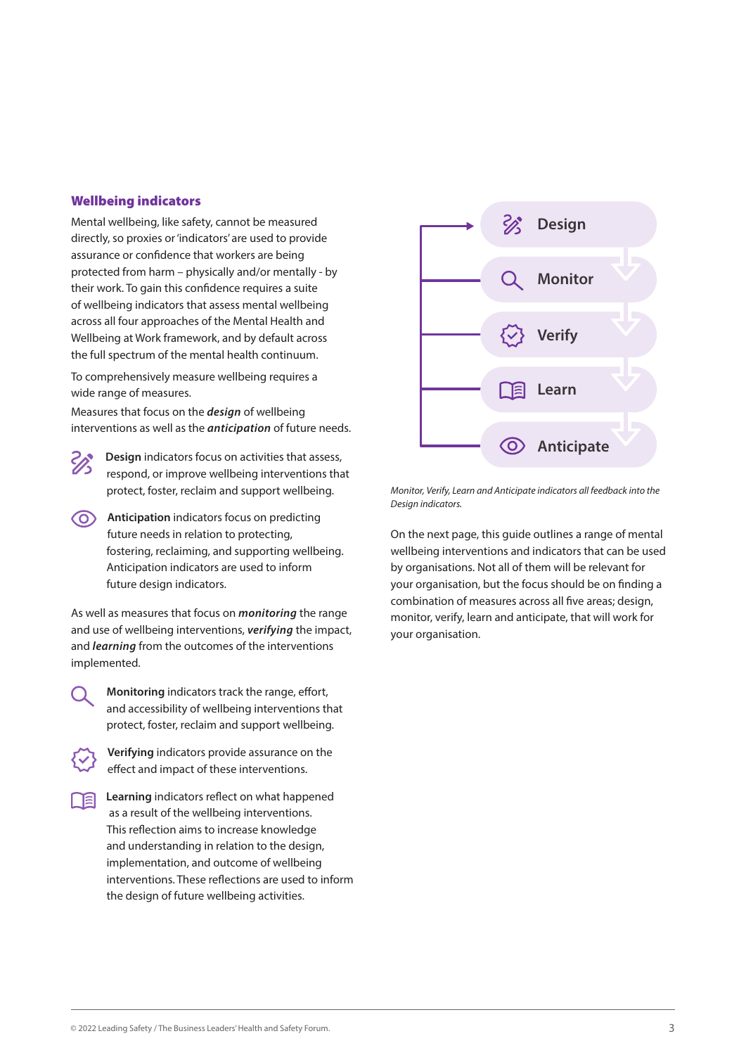## Wellbeing indicators

Mental wellbeing, like safety, cannot be measured directly, so proxies or 'indicators' are used to provide assurance or confidence that workers are being protected from harm – physically and/or mentally - by their work. To gain this confidence requires a suite of wellbeing indicators that assess mental wellbeing across all four approaches of the Mental Health and Wellbeing at Work framework, and by default across the full spectrum of the mental health continuum.

To comprehensively measure wellbeing requires a wide range of measures.

Measures that focus on the ***design*** of wellbeing interventions as well as the ***anticipation*** of future needs.

**Design** indicators focus on activities that assess, respond, or improve wellbeing interventions that protect, foster, reclaim and support wellbeing.

**Anticipation** indicators focus on predicting future needs in relation to protecting, fostering, reclaiming, and supporting wellbeing. Anticipation indicators are used to inform future design indicators.

As well as measures that focus on ***monitoring*** the range and use of wellbeing interventions, ***verifying*** the impact, and ***learning*** from the outcomes of the interventions implemented.

**Monitoring** indicators track the range, effort, and accessibility of wellbeing interventions that protect, foster, reclaim and support wellbeing.

**Verifying** indicators provide assurance on the effect and impact of these interventions.

**Learning** indicators reflect on what happened as a result of the wellbeing interventions. This reflection aims to increase knowledge and understanding in relation to the design, implementation, and outcome of wellbeing interventions. These reflections are used to inform the design of future wellbeing activities.

- Design
- Monitor
- Verify
- Learn
- Anticipate

*Monitor, Verify, Learn and Anticipate indicators all feedback into the Design indicators.*

On the next page, this guide outlines a range of mental wellbeing interventions and indicators that can be used by organisations. Not all of them will be relevant for your organisation, but the focus should be on finding a combination of measures across all five areas; design, monitor, verify, learn and anticipate, that will work for your organisation.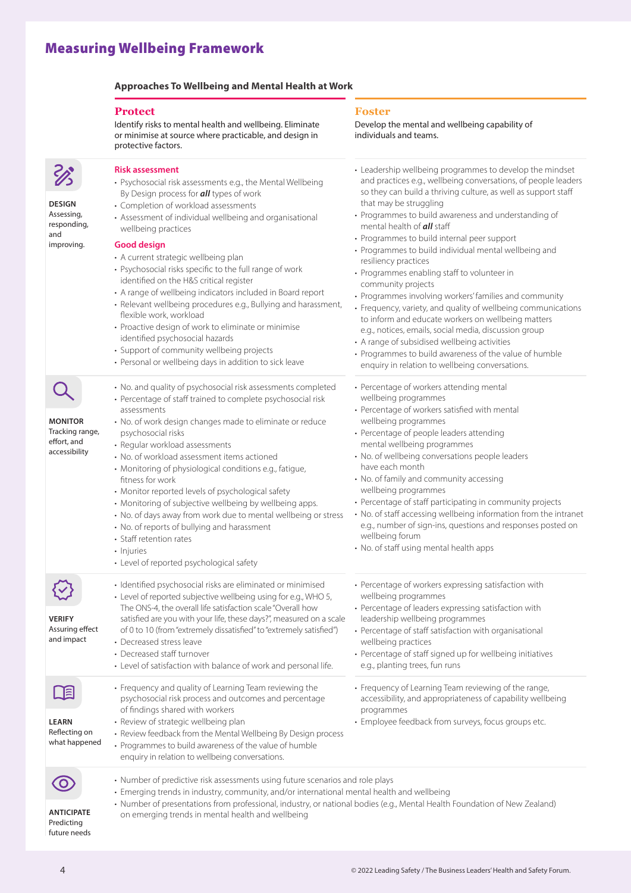# Measuring Wellbeing Framework

### Approaches To Wellbeing and Mental Health at Work

| | **Protect**<br>Identify risks to mental health and wellbeing. Eliminate or minimise at source where practicable, and design in protective factors. | **Foster**<br>Develop the mental and wellbeing capability of individuals and teams. |
|---|---|---|
| **DESIGN**<br>Assessing, responding, and improving. | **Risk assessment**<br>• Psychosocial risk assessments e.g., the Mental Wellbeing By Design process for ***all*** types of work<br>• Completion of workload assessments<br>• Assessment of individual wellbeing and organisational wellbeing practices<br>**Good design**<br>• A current strategic wellbeing plan<br>• Psychosocial risks specific to the full range of work identified on the H&S critical register<br>• A range of wellbeing indicators included in Board report<br>• Relevant wellbeing procedures e.g., Bullying and harassment, flexible work, workload<br>• Proactive design of work to eliminate or minimise identified psychosocial hazards<br>• Support of community wellbeing projects<br>• Personal or wellbeing days in addition to sick leave | • Leadership wellbeing programmes to develop the mindset and practices e.g., wellbeing conversations, of people leaders so they can build a thriving culture, as well as support staff that may be struggling<br>• Programmes to build awareness and understanding of mental health of ***all*** staff<br>• Programmes to build internal peer support<br>• Programmes to build individual mental wellbeing and resiliency practices<br>• Programmes enabling staff to volunteer in community projects<br>• Programmes involving workers' families and community<br>• Frequency, variety, and quality of wellbeing communications to inform and educate workers on wellbeing matters e.g., notices, emails, social media, discussion group<br>• A range of subsidised wellbeing activities<br>• Programmes to build awareness of the value of humble enquiry in relation to wellbeing conversations. |
| **MONITOR**<br>Tracking range, effort, and accessibility | • No. and quality of psychosocial risk assessments completed<br>• Percentage of staff trained to complete psychosocial risk assessments<br>• No. of work design changes made to eliminate or reduce psychosocial risks<br>• Regular workload assessments<br>• No. of workload assessment items actioned<br>• Monitoring of physiological conditions e.g., fatigue, fitness for work<br>• Monitor reported levels of psychological safety<br>• Monitoring of subjective wellbeing by wellbeing apps.<br>• No. of days away from work due to mental wellbeing or stress<br>• No. of reports of bullying and harassment<br>• Staff retention rates<br>• Injuries<br>• Level of reported psychological safety | • Percentage of workers attending mental wellbeing programmes<br>• Percentage of workers satisfied with mental wellbeing programmes<br>• Percentage of people leaders attending mental wellbeing programmes<br>• No. of wellbeing conversations people leaders have each month<br>• No. of family and community accessing wellbeing programmes<br>• Percentage of staff participating in community projects<br>• No. of staff accessing wellbeing information from the intranet e.g., number of sign-ins, questions and responses posted on wellbeing forum<br>• No. of staff using mental health apps |
| **VERIFY**<br>Assuring effect and impact | • Identified psychosocial risks are eliminated or minimised<br>• Level of reported subjective wellbeing using for e.g., WHO 5, The ONS-4, the overall life satisfaction scale "Overall how satisfied are you with your life, these days?", measured on a scale of 0 to 10 (from "extremely dissatisfied" to "extremely satisfied")<br>• Decreased stress leave<br>• Decreased staff turnover<br>• Level of satisfaction with balance of work and personal life. | • Percentage of workers expressing satisfaction with wellbeing programmes<br>• Percentage of leaders expressing satisfaction with leadership wellbeing programmes<br>• Percentage of staff satisfaction with organisational wellbeing practices<br>• Percentage of staff signed up for wellbeing initiatives e.g., planting trees, fun runs |
| **LEARN**<br>Reflecting on what happened | • Frequency and quality of Learning Team reviewing the psychosocial risk process and outcomes and percentage of findings shared with workers<br>• Review of strategic wellbeing plan<br>• Review feedback from the Mental Wellbeing By Design process<br>• Programmes to build awareness of the value of humble enquiry in relation to wellbeing conversations. | • Frequency of Learning Team reviewing of the range, accessibility, and appropriateness of capability wellbeing programmes<br>• Employee feedback from surveys, focus groups etc. |
| **ANTICIPATE**<br>Predicting future needs | • Number of predictive risk assessments using future scenarios and role plays<br>• Emerging trends in industry, community, and/or international mental health and wellbeing<br>• Number of presentations from professional, industry, or national bodies (e.g., Mental Health Foundation of New Zealand) on emerging trends in mental health and wellbeing | |

© 2022 Leading Safety / The Business Leaders' Health and Safety Forum.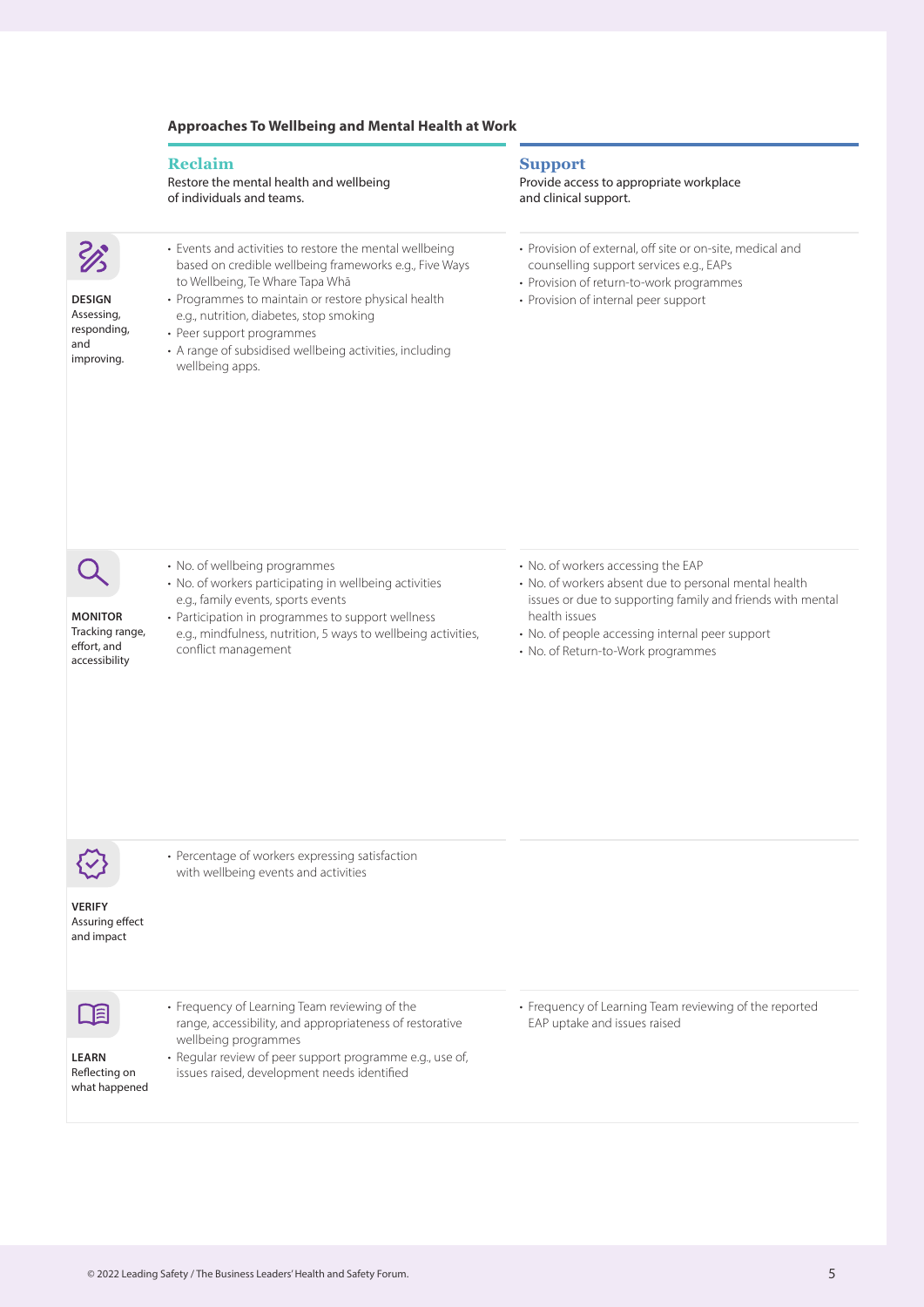### Approaches To Wellbeing and Mental Health at Work

| | **Reclaim**<br>Restore the mental health and wellbeing of individuals and teams. | **Support**<br>Provide access to appropriate workplace and clinical support. |
|---|---|---|
| **DESIGN**<br>Assessing, responding, and improving. | • Events and activities to restore the mental wellbeing based on credible wellbeing frameworks e.g., Five Ways to Wellbeing, Te Whare Tapa Whā<br>• Programmes to maintain or restore physical health e.g., nutrition, diabetes, stop smoking<br>• Peer support programmes<br>• A range of subsidised wellbeing activities, including wellbeing apps. | • Provision of external, off site or on-site, medical and counselling support services e.g., EAPs<br>• Provision of return-to-work programmes<br>• Provision of internal peer support |
| **MONITOR**<br>Tracking range, effort, and accessibility | • No. of wellbeing programmes<br>• No. of workers participating in wellbeing activities e.g., family events, sports events<br>• Participation in programmes to support wellness e.g., mindfulness, nutrition, 5 ways to wellbeing activities, conflict management | • No. of workers accessing the EAP<br>• No. of workers absent due to personal mental health issues or due to supporting family and friends with mental health issues<br>• No. of people accessing internal peer support<br>• No. of Return-to-Work programmes |
| **VERIFY**<br>Assuring effect and impact | • Percentage of workers expressing satisfaction with wellbeing events and activities | |
| **LEARN**<br>Reflecting on what happened | • Frequency of Learning Team reviewing of the range, accessibility, and appropriateness of restorative wellbeing programmes<br>• Regular review of peer support programme e.g., use of, issues raised, development needs identified | • Frequency of Learning Team reviewing of the reported EAP uptake and issues raised |

© 2022 Leading Safety / The Business Leaders' Health and Safety Forum.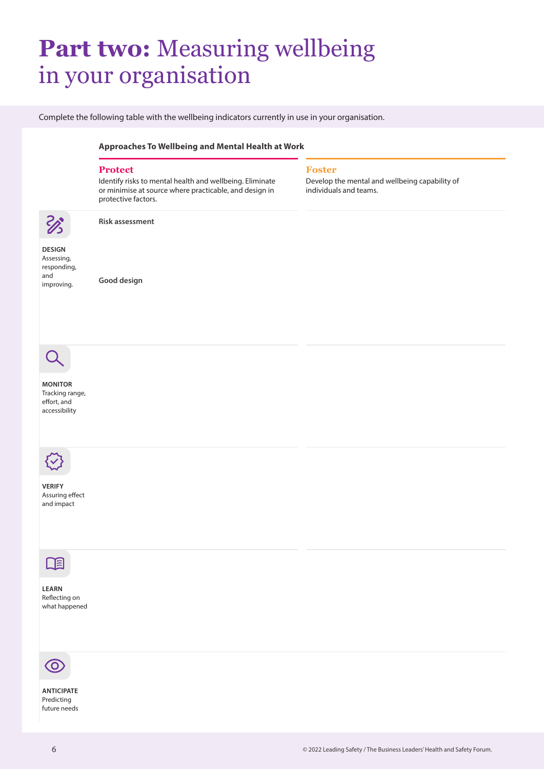# **Part two:** Measuring wellbeing in your organisation

Complete the following table with the wellbeing indicators currently in use in your organisation.

**Approaches To Wellbeing and Mental Health at Work**

| | **Protect**<br>Identify risks to mental health and wellbeing. Eliminate or minimise at source where practicable, and design in protective factors. | **Foster**<br>Develop the mental and wellbeing capability of individuals and teams. |
|---|---|---|
| **DESIGN**<br>Assessing, responding, and improving. | **Risk assessment**<br><br>**Good design** | |
| **MONITOR**<br>Tracking range, effort, and accessibility | | |
| **VERIFY**<br>Assuring effect and impact | | |
| **LEARN**<br>Reflecting on what happened | | |
| **ANTICIPATE**<br>Predicting future needs | | |

© 2022 Leading Safety / The Business Leaders' Health and Safety Forum.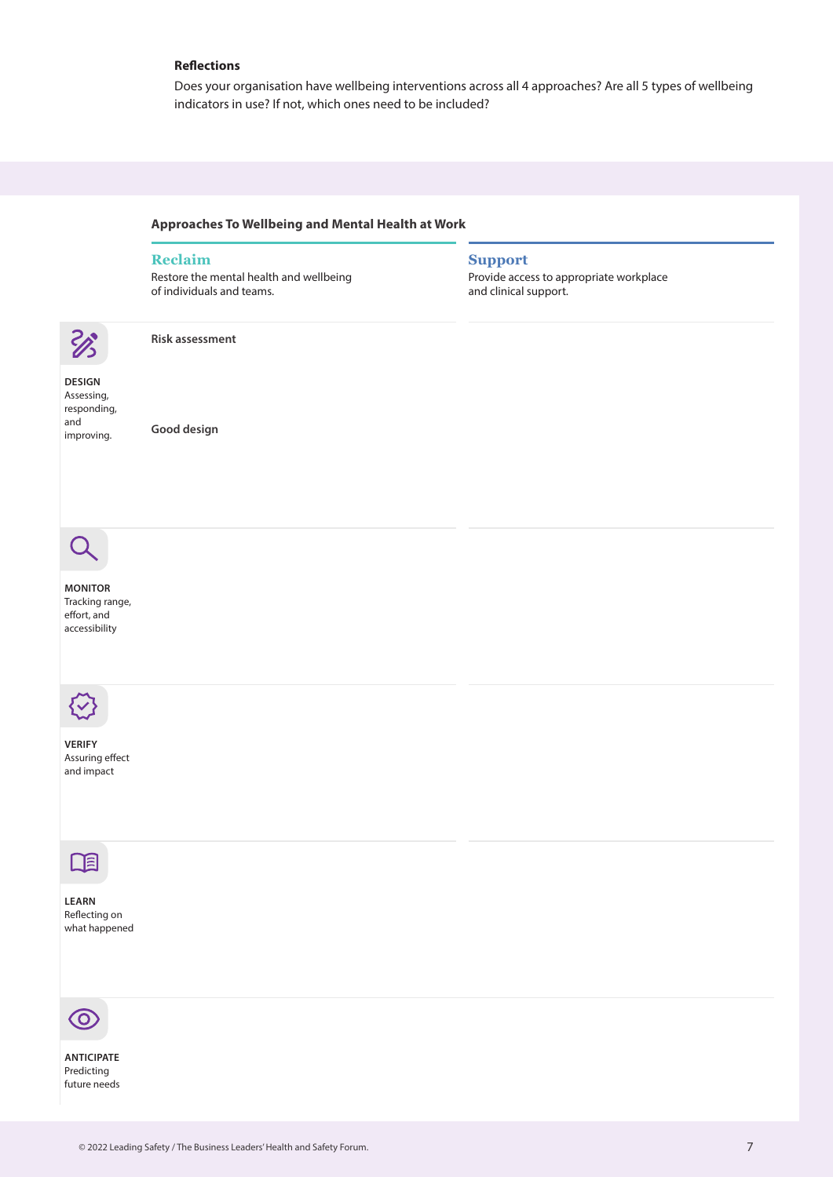**Reflections**

Does your organisation have wellbeing interventions across all 4 approaches? Are all 5 types of wellbeing indicators in use? If not, which ones need to be included?

**Approaches To Wellbeing and Mental Health at Work**

| | **Reclaim**<br>Restore the mental health and wellbeing of individuals and teams. | **Support**<br>Provide access to appropriate workplace and clinical support. |
|---|---|---|
| **DESIGN**<br>Assessing, responding, and improving. | **Risk assessment**<br><br>**Good design** | |
| **MONITOR**<br>Tracking range, effort, and accessibility | | |
| **VERIFY**<br>Assuring effect and impact | | |
| **LEARN**<br>Reflecting on what happened | | |
| **ANTICIPATE**<br>Predicting future needs | | |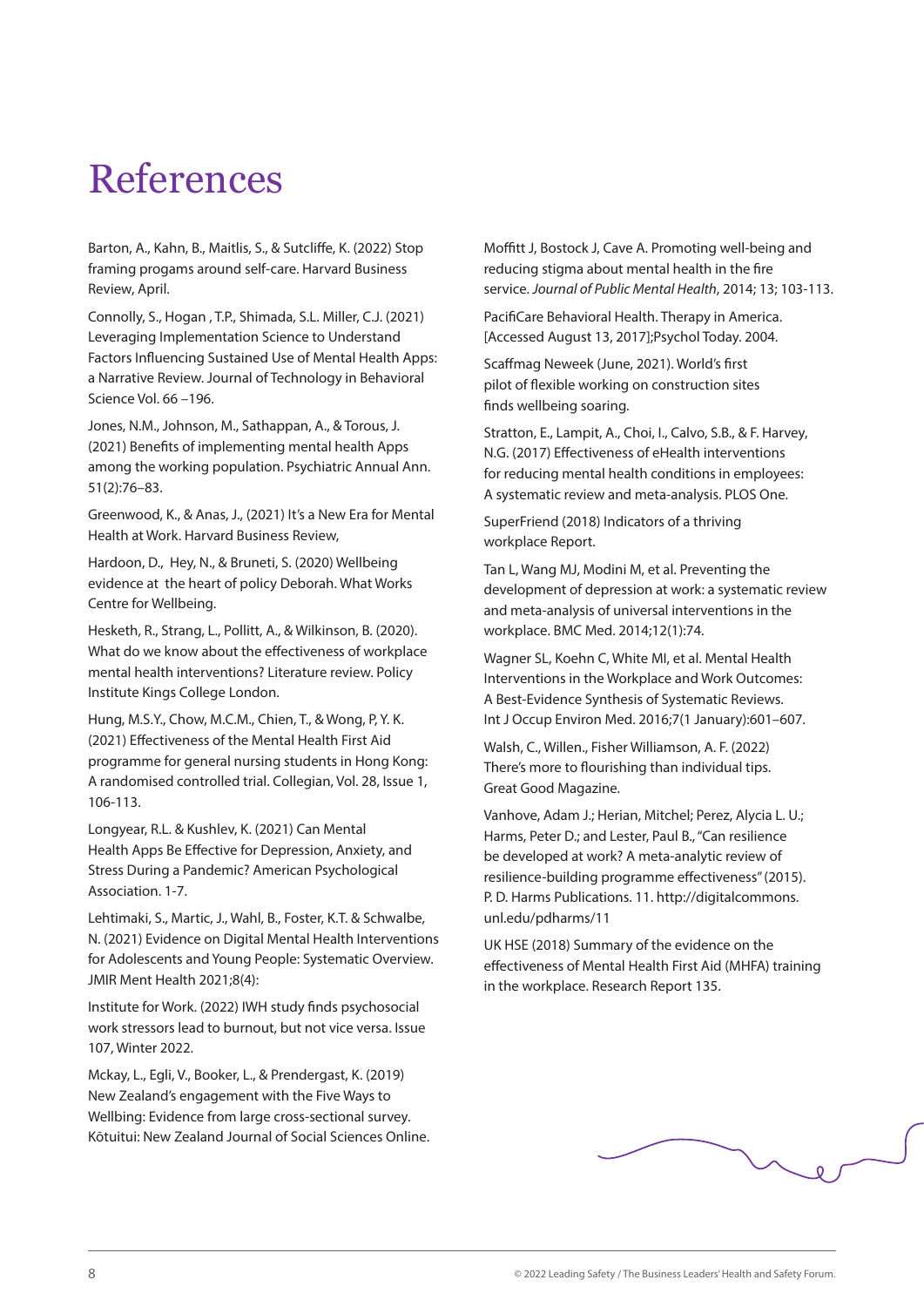# References

Barton, A., Kahn, B., Maitlis, S., & Sutcliffe, K. (2022) Stop framing progams around self-care. Harvard Business Review, April.

Connolly, S., Hogan , T.P., Shimada, S.L. Miller, C.J. (2021) Leveraging Implementation Science to Understand Factors Influencing Sustained Use of Mental Health Apps: a Narrative Review. Journal of Technology in Behavioral Science Vol. 66 –196.

Jones, N.M., Johnson, M., Sathappan, A., & Torous, J. (2021) Benefits of implementing mental health Apps among the working population. Psychiatric Annual Ann. 51(2):76–83.

Greenwood, K., & Anas, J., (2021) It's a New Era for Mental Health at Work. Harvard Business Review,

Hardoon, D., Hey, N., & Bruneti, S. (2020) Wellbeing evidence at the heart of policy Deborah. What Works Centre for Wellbeing.

Hesketh, R., Strang, L., Pollitt, A., & Wilkinson, B. (2020). What do we know about the effectiveness of workplace mental health interventions? Literature review. Policy Institute Kings College London.

Hung, M.S.Y., Chow, M.C.M., Chien, T., & Wong, P, Y. K. (2021) Effectiveness of the Mental Health First Aid programme for general nursing students in Hong Kong: A randomised controlled trial. Collegian, Vol. 28, Issue 1, 106-113.

Longyear, R.L. & Kushlev, K. (2021) Can Mental Health Apps Be Effective for Depression, Anxiety, and Stress During a Pandemic? American Psychological Association. 1-7.

Lehtimaki, S., Martic, J., Wahl, B., Foster, K.T. & Schwalbe, N. (2021) Evidence on Digital Mental Health Interventions for Adolescents and Young People: Systematic Overview. JMIR Ment Health 2021;8(4):

Institute for Work. (2022) IWH study finds psychosocial work stressors lead to burnout, but not vice versa. Issue 107, Winter 2022.

Mckay, L., Egli, V., Booker, L., & Prendergast, K. (2019) New Zealand's engagement with the Five Ways to Wellbing: Evidence from large cross-sectional survey. Kōtuitui: New Zealand Journal of Social Sciences Online.

Moffitt J, Bostock J, Cave A. Promoting well-being and reducing stigma about mental health in the fire service. *Journal of Public Mental Health*, 2014; 13; 103-113.

PacifiCare Behavioral Health. Therapy in America. [Accessed August 13, 2017];Psychol Today. 2004.

Scaffmag Neweek (June, 2021). World's first pilot of flexible working on construction sites finds wellbeing soaring.

Stratton, E., Lampit, A., Choi, I., Calvo, S.B., & F. Harvey, N.G. (2017) Effectiveness of eHealth interventions for reducing mental health conditions in employees: A systematic review and meta-analysis. PLOS One.

SuperFriend (2018) Indicators of a thriving workplace Report.

Tan L, Wang MJ, Modini M, et al. Preventing the development of depression at work: a systematic review and meta-analysis of universal interventions in the workplace. BMC Med. 2014;12(1):74.

Wagner SL, Koehn C, White MI, et al. Mental Health Interventions in the Workplace and Work Outcomes: A Best-Evidence Synthesis of Systematic Reviews. Int J Occup Environ Med. 2016;7(1 January):601–607.

Walsh, C., Willen., Fisher Williamson, A. F. (2022) There's more to flourishing than individual tips. Great Good Magazine.

Vanhove, Adam J.; Herian, Mitchel; Perez, Alycia L. U.; Harms, Peter D.; and Lester, Paul B., "Can resilience be developed at work? A meta-analytic review of resilience-building programme effectiveness" (2015). P. D. Harms Publications. 11. http://digitalcommons.unl.edu/pdharms/11

UK HSE (2018) Summary of the evidence on the effectiveness of Mental Health First Aid (MHFA) training in the workplace. Research Report 135.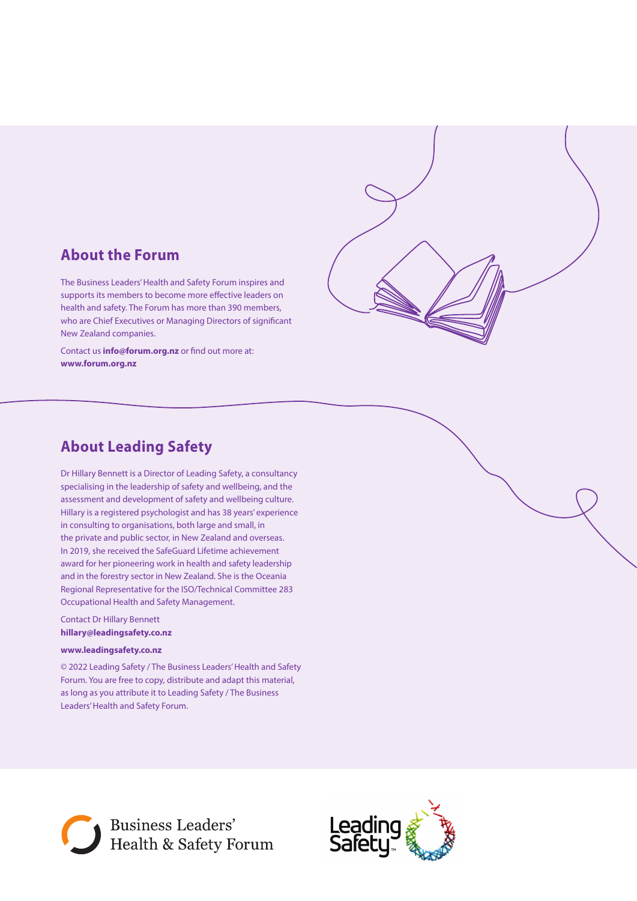## About the Forum

The Business Leaders' Health and Safety Forum inspires and supports its members to become more effective leaders on health and safety. The Forum has more than 390 members, who are Chief Executives or Managing Directors of significant New Zealand companies.

Contact us **info@forum.org.nz** or find out more at: **www.forum.org.nz**

## About Leading Safety

Dr Hillary Bennett is a Director of Leading Safety, a consultancy specialising in the leadership of safety and wellbeing, and the assessment and development of safety and wellbeing culture. Hillary is a registered psychologist and has 38 years' experience in consulting to organisations, both large and small, in the private and public sector, in New Zealand and overseas. In 2019, she received the SafeGuard Lifetime achievement award for her pioneering work in health and safety leadership and in the forestry sector in New Zealand. She is the Oceania Regional Representative for the ISO/Technical Committee 283 Occupational Health and Safety Management.

Contact Dr Hillary Bennett
**hillary@leadingsafety.co.nz**

**www.leadingsafety.co.nz**

© 2022 Leading Safety / The Business Leaders' Health and Safety Forum. You are free to copy, distribute and adapt this material, as long as you attribute it to Leading Safety / The Business Leaders' Health and Safety Forum.

Business Leaders' Health & Safety Forum

Leading Safety™